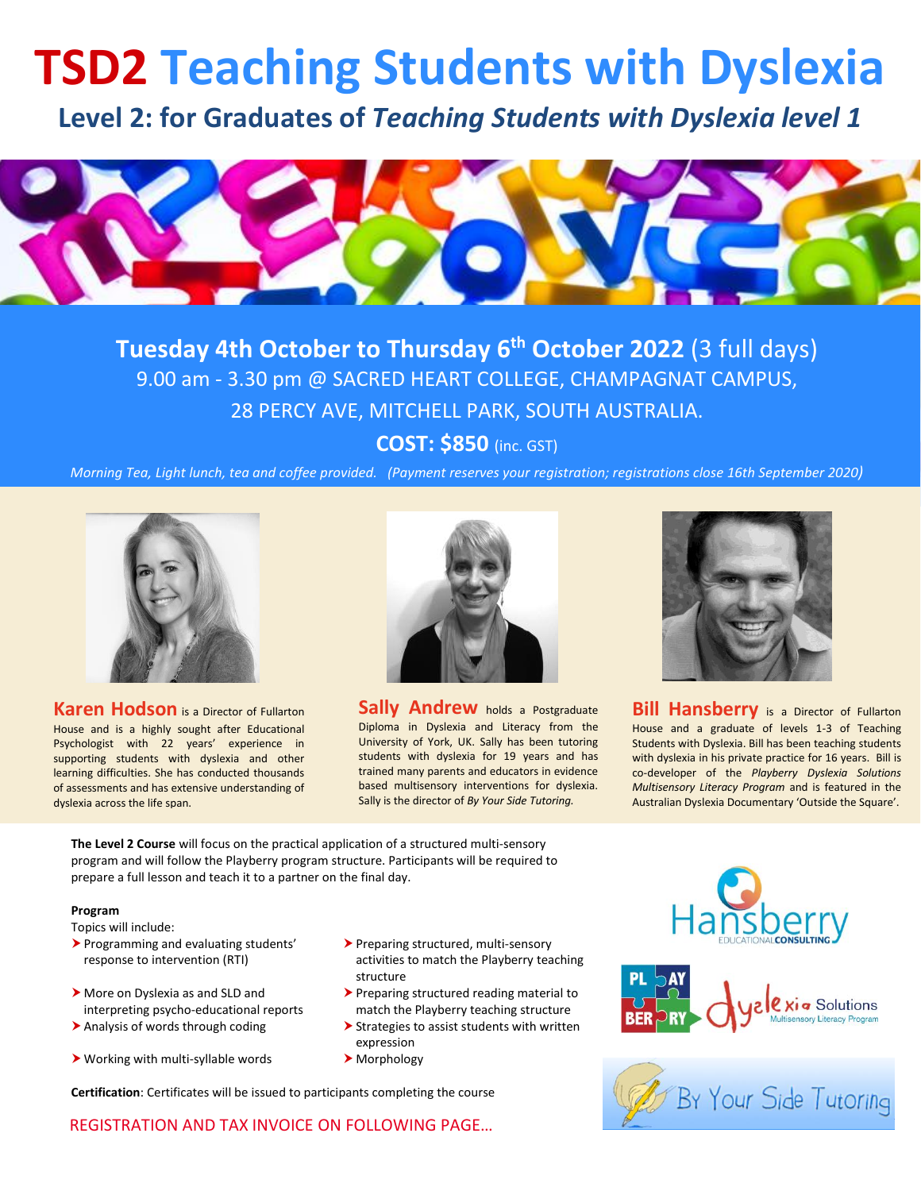# TSD2 Teaching Students with Dyslexia

## Level 2: for Graduates of *Teaching Students with Dyslexia level 1*

**Tuesday 4th October to Thursday 6th October 2022** (3 full days)

9.00 am - 3.30 pm @ SACRED HEART COLLEGE, CHAMPAGNAT CAMPUS,

28 PERCY AVE, MITCHELL PARK, SOUTH AUSTRALIA.

**COST: $850** (inc. GST)

*Morning Tea, Light lunch, tea and coffee provided. (Payment reserves your registration; registrations close 16th September 2020)*

**Karen Hodson** is a Director of Fullarton House and is a highly sought after Educational Psychologist with 22 years' experience in supporting students with dyslexia and other learning difficulties. She has conducted thousands of assessments and has extensive understanding of dyslexia across the life span.

**Sally Andrew** holds a Postgraduate Diploma in Dyslexia and Literacy from the University of York, UK. Sally has been tutoring students with dyslexia for 19 years and has trained many parents and educators in evidence based multisensory interventions for dyslexia. Sally is the director of *By Your Side Tutoring.*

**Bill Hansberry** is a Director of Fullarton House and a graduate of levels 1-3 of Teaching Students with Dyslexia. Bill has been teaching students with dyslexia in his private practice for 16 years. Bill is co-developer of the *Playberry Dyslexia Solutions Multisensory Literacy Program* and is featured in the Australian Dyslexia Documentary 'Outside the Square'.

**The Level 2 Course** will focus on the practical application of a structured multi-sensory program and will follow the Playberry program structure. Participants will be required to prepare a full lesson and teach it to a partner on the final day.

**Program**

Topics will include:

- Programming and evaluating students' response to intervention (RTI)
- More on Dyslexia as and SLD and interpreting psycho-educational reports
- Analysis of words through coding
- Working with multi-syllable words
- Preparing structured, multi-sensory activities to match the Playberry teaching structure
- Preparing structured reading material to match the Playberry teaching structure
- Strategies to assist students with written expression
- Morphology

**Certification**: Certificates will be issued to participants completing the course

REGISTRATION AND TAX INVOICE ON FOLLOWING PAGE…

Hansberry EDUCATIONAL CONSULTING

PLAYBERRY Dyslexia Solutions Multisensory Literacy Program

By Your Side Tutoring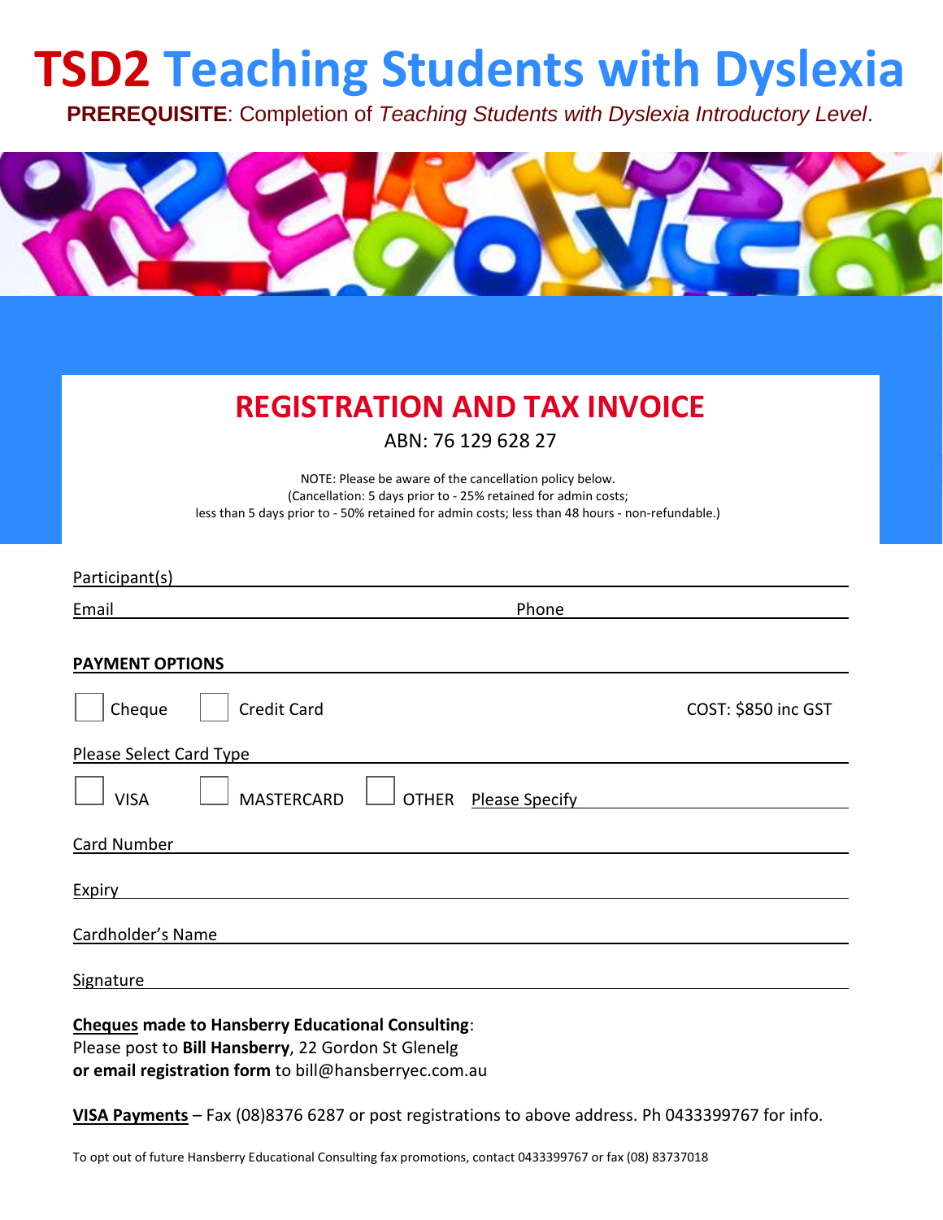# **TSD2** Teaching Students with Dyslexia

**PREREQUISITE**: Completion of *Teaching Students with Dyslexia Introductory Level*.

## REGISTRATION AND TAX INVOICE

ABN: 76 129 628 27

NOTE: Please be aware of the cancellation policy below.
(Cancellation: 5 days prior to - 25% retained for admin costs;
less than 5 days prior to - 50% retained for admin costs; less than 48 hours - non-refundable.)

Participant(s) ______________________________

Email ______________________ Phone ______________________

**PAYMENT OPTIONS**

☐ Cheque ☐ Credit Card COST: $850 inc GST

Please Select Card Type

☐ VISA ☐ MASTERCARD ☐ OTHER Please Specify ______________________

Card Number ______________________________

Expiry ______________________________

Cardholder's Name ______________________________

Signature ______________________________

**Cheques made to Hansberry Educational Consulting**:
Please post to **Bill Hansberry**, 22 Gordon St Glenelg
**or email registration form** to bill@hansberryec.com.au

**VISA Payments** – Fax (08)8376 6287 or post registrations to above address. Ph 0433399767 for info.

To opt out of future Hansberry Educational Consulting fax promotions, contact 0433399767 or fax (08) 83737018